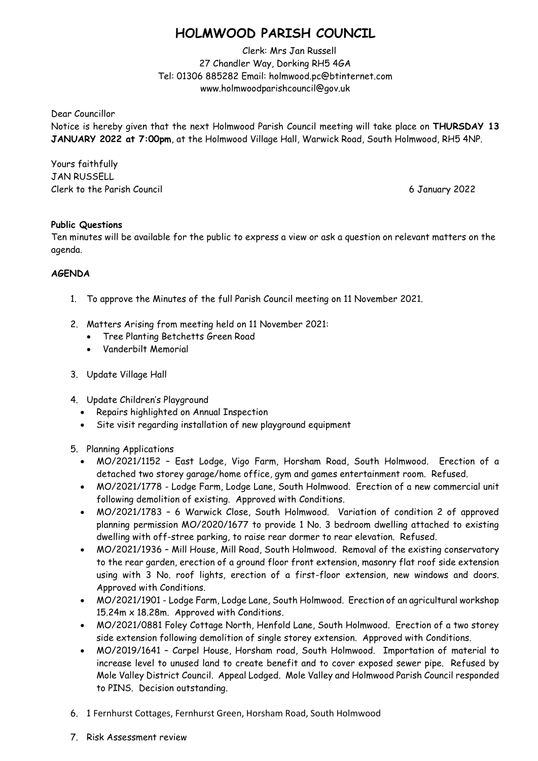# HOLMWOOD PARISH COUNCIL

Clerk: Mrs Jan Russell
27 Chandler Way, Dorking RH5 4GA
Tel: 01306 885282 Email: holmwood.pc@btinternet.com
www.holmwoodparishcouncil@gov.uk

Dear Councillor

Notice is hereby given that the next Holmwood Parish Council meeting will take place on **THURSDAY 13 JANUARY 2022 at 7:00pm**, at the Holmwood Village Hall, Warwick Road, South Holmwood, RH5 4NP.

Yours faithfully
JAN RUSSELL
Clerk to the Parish Council

6 January 2022

**Public Questions**

Ten minutes will be available for the public to express a view or ask a question on relevant matters on the agenda.

**AGENDA**

1. To approve the Minutes of the full Parish Council meeting on 11 November 2021.
2. Matters Arising from meeting held on 11 November 2021:
   - Tree Planting Betchetts Green Road
   - Vanderbilt Memorial
3. Update Village Hall
4. Update Children's Playground
   - Repairs highlighted on Annual Inspection
   - Site visit regarding installation of new playground equipment
5. Planning Applications
   - MO/2021/1152 – East Lodge, Vigo Farm, Horsham Road, South Holmwood. Erection of a detached two storey garage/home office, gym and games entertainment room. Refused.
   - MO/2021/1778 - Lodge Farm, Lodge Lane, South Holmwood. Erection of a new commercial unit following demolition of existing. Approved with Conditions.
   - MO/2021/1783 – 6 Warwick Close, South Holmwood. Variation of condition 2 of approved planning permission MO/2020/1677 to provide 1 No. 3 bedroom dwelling attached to existing dwelling with off-stree parking, to raise rear dormer to rear elevation. Refused.
   - MO/2021/1936 – Mill House, Mill Road, South Holmwood. Removal of the existing conservatory to the rear garden, erection of a ground floor front extension, masonry flat roof side extension using with 3 No. roof lights, erection of a first-floor extension, new windows and doors. Approved with Conditions.
   - MO/2021/1901 - Lodge Farm, Lodge Lane, South Holmwood. Erection of an agricultural workshop 15.24m x 18.28m. Approved with Conditions.
   - MO/2021/0881 Foley Cottage North, Henfold Lane, South Holmwood. Erection of a two storey side extension following demolition of single storey extension. Approved with Conditions.
   - MO/2019/1641 – Carpel House, Horsham road, South Holmwood. Importation of material to increase level to unused land to create benefit and to cover exposed sewer pipe. Refused by Mole Valley District Council. Appeal Lodged. Mole Valley and Holmwood Parish Council responded to PINS. Decision outstanding.
6. 1 Fernhurst Cottages, Fernhurst Green, Horsham Road, South Holmwood
7. Risk Assessment review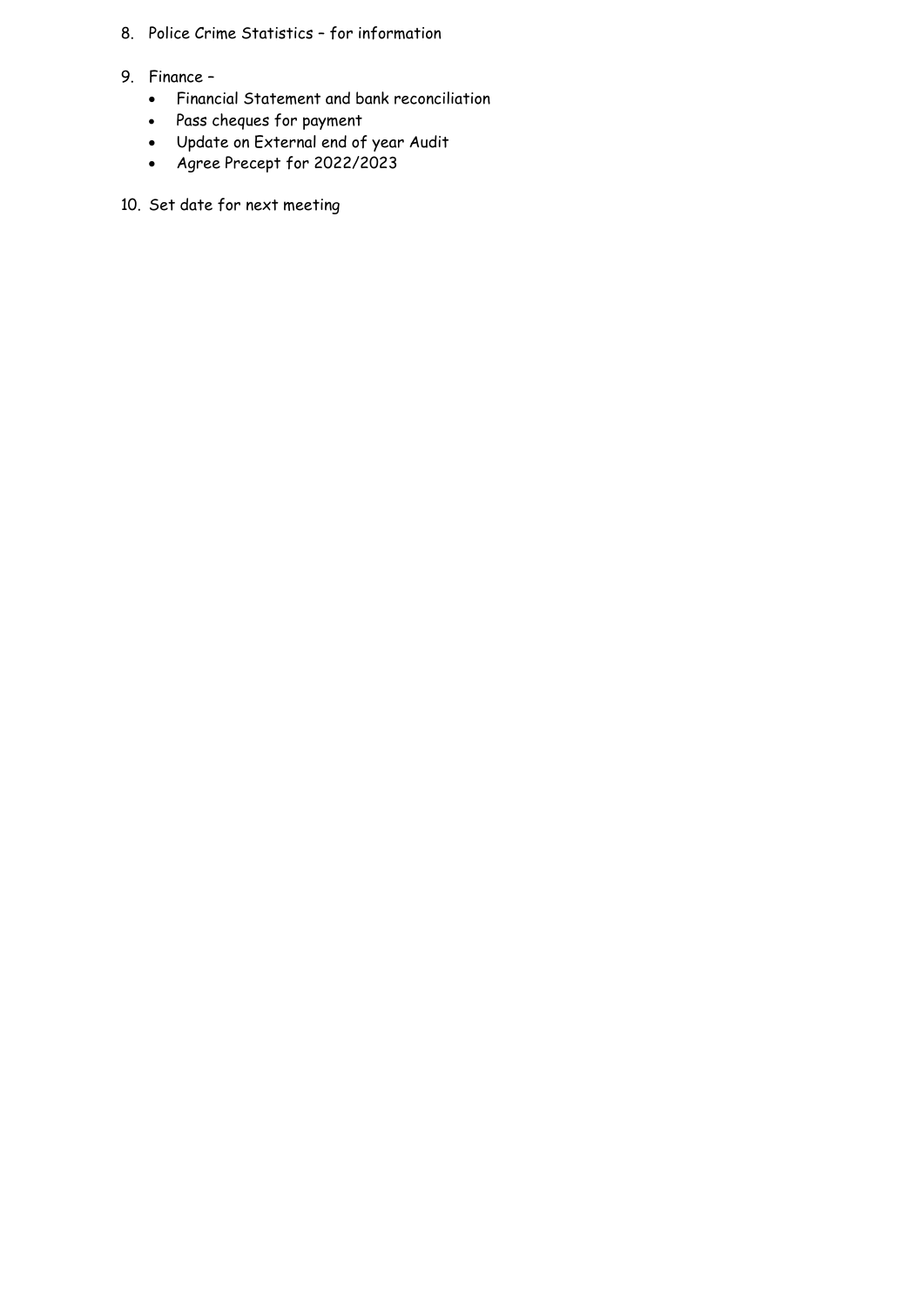8. Police Crime Statistics – for information

9. Finance –
   - Financial Statement and bank reconciliation
   - Pass cheques for payment
   - Update on External end of year Audit
   - Agree Precept for 2022/2023

10. Set date for next meeting